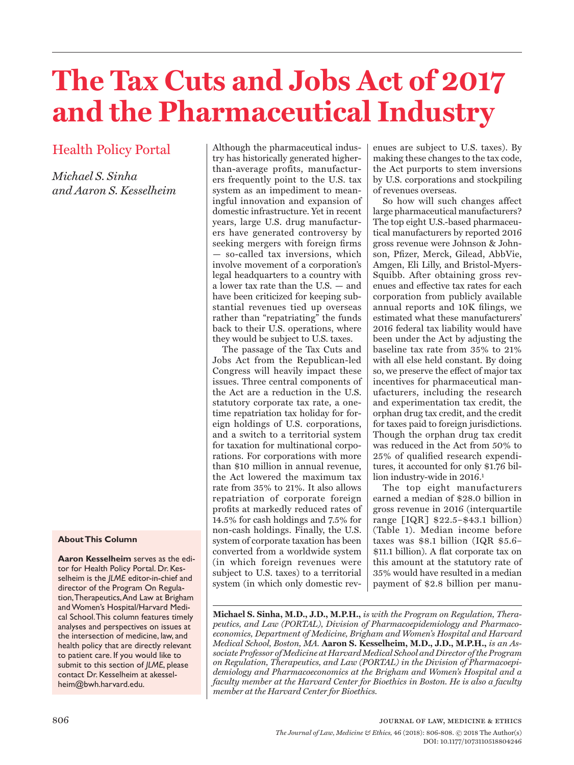# The Tax Cuts and Jobs Act of 2017 and the Pharmaceutical Industry

## Health Policy Portal

*Michael S. Sinha and Aaron S. Kesselheim*

Although the pharmaceutical industry has historically generated higher-than-average profits, manufacturers frequently point to the U.S. tax system as an impediment to meaningful innovation and expansion of domestic infrastructure. Yet in recent years, large U.S. drug manufacturers have generated controversy by seeking mergers with foreign firms — so-called tax inversions, which involve movement of a corporation's legal headquarters to a country with a lower tax rate than the U.S. — and have been criticized for keeping substantial revenues tied up overseas rather than "repatriating" the funds back to their U.S. operations, where they would be subject to U.S. taxes.

The passage of the Tax Cuts and Jobs Act from the Republican-led Congress will heavily impact these issues. Three central components of the Act are a reduction in the U.S. statutory corporate tax rate, a one-time repatriation tax holiday for foreign holdings of U.S. corporations, and a switch to a territorial system for taxation for multinational corporations. For corporations with more than $10 million in annual revenue, the Act lowered the maximum tax rate from 35% to 21%. It also allows repatriation of corporate foreign profits at markedly reduced rates of 14.5% for cash holdings and 7.5% for non-cash holdings. Finally, the U.S. system of corporate taxation has been converted from a worldwide system (in which foreign revenues were subject to U.S. taxes) to a territorial system (in which only domestic revenues are subject to U.S. taxes). By making these changes to the tax code, the Act purports to stem inversions by U.S. corporations and stockpiling of revenues overseas.

So how will such changes affect large pharmaceutical manufacturers? The top eight U.S.-based pharmaceutical manufacturers by reported 2016 gross revenue were Johnson & Johnson, Pfizer, Merck, Gilead, AbbVie, Amgen, Eli Lilly, and Bristol-Myers-Squibb. After obtaining gross revenues and effective tax rates for each corporation from publicly available annual reports and 10K filings, we estimated what these manufacturers' 2016 federal tax liability would have been under the Act by adjusting the baseline tax rate from 35% to 21% with all else held constant. By doing so, we preserve the effect of major tax incentives for pharmaceutical manufacturers, including the research and experimentation tax credit, the orphan drug tax credit, and the credit for taxes paid to foreign jurisdictions. Though the orphan drug tax credit was reduced in the Act from 50% to 25% of qualified research expenditures, it accounted for only $1.76 billion industry-wide in 2016.[1]

The top eight manufacturers earned a median of $28.0 billion in gross revenue in 2016 (interquartile range [IQR] $22.5–$43.1 billion) (Table 1). Median income before taxes was $8.1 billion (IQR $5.6–$11.1 billion). A flat corporate tax on this amount at the statutory rate of 35% would have resulted in a median payment of $2.8 billion per manu-

**About This Column**

**Aaron Kesselheim** serves as the editor for Health Policy Portal. Dr. Kesselheim is the *JLME* editor-in-chief and director of the Program On Regulation, Therapeutics, And Law at Brigham and Women's Hospital/Harvard Medical School. This column features timely analyses and perspectives on issues at the intersection of medicine, law, and health policy that are directly relevant to patient care. If you would like to submit to this section of *JLME*, please contact Dr. Kesselheim at akesselheim@bwh.harvard.edu.

**Michael S. Sinha, M.D., J.D., M.P.H.,** *is with the Program on Regulation, Therapeutics, and Law (PORTAL), Division of Pharmacoepidemiology and Pharmacoeconomics, Department of Medicine, Brigham and Women's Hospital and Harvard Medical School, Boston, MA.* **Aaron S. Kesselheim, M.D., J.D., M.P.H.,** *is an Associate Professor of Medicine at Harvard Medical School and Director of the Program on Regulation, Therapeutics, and Law (PORTAL) in the Division of Pharmacoepidemiology and Pharmacoeconomics at the Brigham and Women's Hospital and a faculty member at the Harvard Center for Bioethics in Boston. He is also a faculty member at the Harvard Center for Bioethics.*

*The Journal of Law, Medicine & Ethics,* 46 (2018): 806-808. © 2018 The Author(s)
DOI: 10.1177/1073110518804246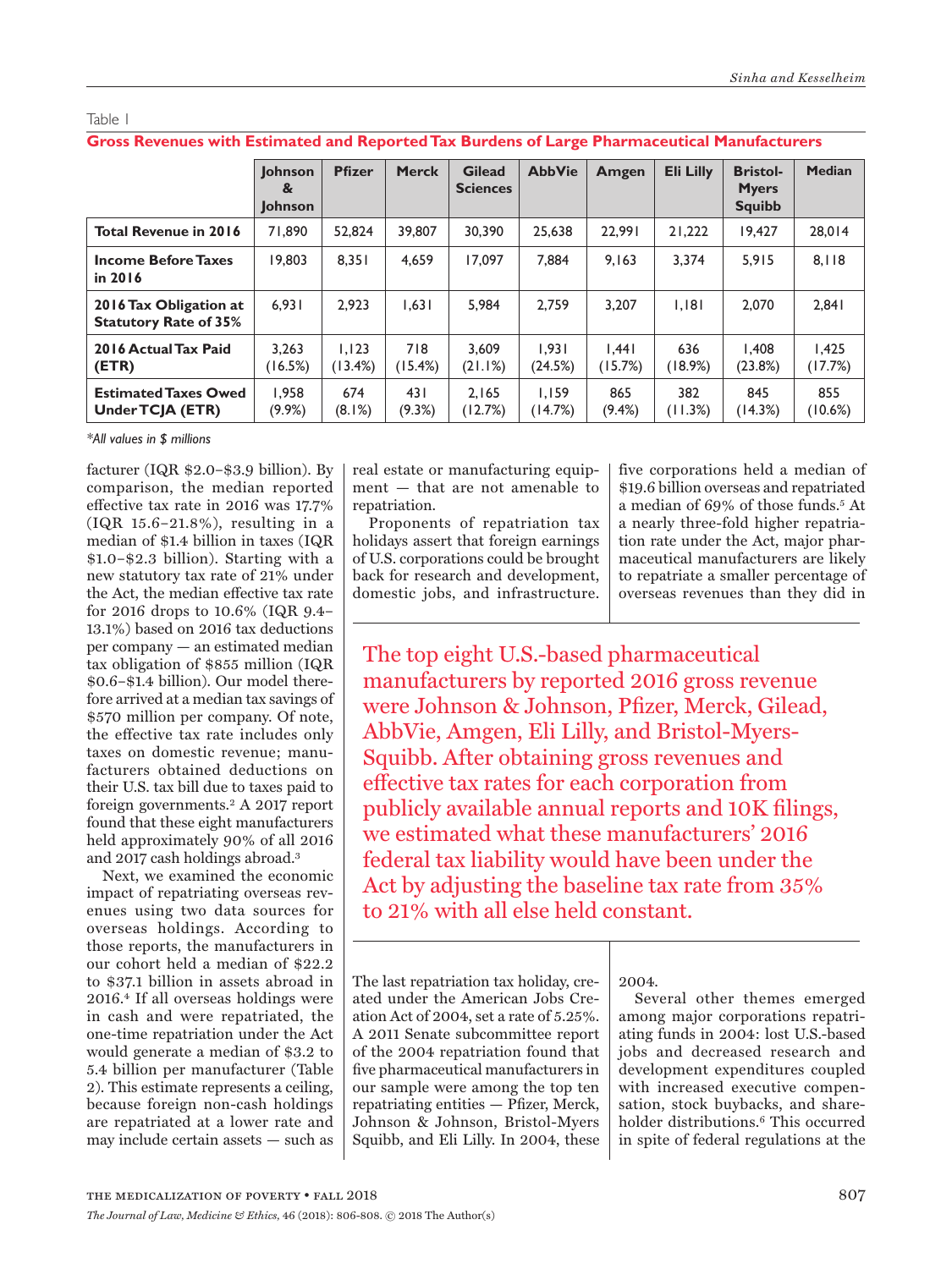Table 1

**Gross Revenues with Estimated and Reported Tax Burdens of Large Pharmaceutical Manufacturers**

| | Johnson & Johnson | Pfizer | Merck | Gilead Sciences | AbbVie | Amgen | Eli Lilly | Bristol-Myers Squibb | Median |
|---|---|---|---|---|---|---|---|---|---|
| **Total Revenue in 2016** | 71,890 | 52,824 | 39,807 | 30,390 | 25,638 | 22,991 | 21,222 | 19,427 | 28,014 |
| **Income Before Taxes in 2016** | 19,803 | 8,351 | 4,659 | 17,097 | 7,884 | 9,163 | 3,374 | 5,915 | 8,118 |
| **2016 Tax Obligation at Statutory Rate of 35%** | 6,931 | 2,923 | 1,631 | 5,984 | 2,759 | 3,207 | 1,181 | 2,070 | 2,841 |
| **2016 Actual Tax Paid (ETR)** | 3,263 (16.5%) | 1,123 (13.4%) | 718 (15.4%) | 3,609 (21.1%) | 1,931 (24.5%) | 1,441 (15.7%) | 636 (18.9%) | 1,408 (23.8%) | 1,425 (17.7%) |
| **Estimated Taxes Owed Under TCJA (ETR)** | 1,958 (9.9%) | 674 (8.1%) | 431 (9.3%) | 2,165 (12.7%) | 1,159 (14.7%) | 865 (9.4%) | 382 (11.3%) | 845 (14.3%) | 855 (10.6%) |

*\*All values in $ millions*

facturer (IQR $2.0–$3.9 billion). By comparison, the median reported effective tax rate in 2016 was 17.7% (IQR 15.6–21.8%), resulting in a median of $1.4 billion in taxes (IQR $1.0–$2.3 billion). Starting with a new statutory tax rate of 21% under the Act, the median effective tax rate for 2016 drops to 10.6% (IQR 9.4–13.1%) based on 2016 tax deductions per company — an estimated median tax obligation of $855 million (IQR $0.6–$1.4 billion). Our model therefore arrived at a median tax savings of $570 million per company. Of note, the effective tax rate includes only taxes on domestic revenue; manufacturers obtained deductions on their U.S. tax bill due to taxes paid to foreign governments.[2] A 2017 report found that these eight manufacturers held approximately 90% of all 2016 and 2017 cash holdings abroad.[3]

Next, we examined the economic impact of repatriating overseas revenues using two data sources for overseas holdings. According to those reports, the manufacturers in our cohort held a median of $22.2 to $37.1 billion in assets abroad in 2016.[4] If all overseas holdings were in cash and were repatriated, the one-time repatriation under the Act would generate a median of $3.2 to 5.4 billion per manufacturer (Table 2). This estimate represents a ceiling, because foreign non-cash holdings are repatriated at a lower rate and may include certain assets — such as real estate or manufacturing equipment — that are not amenable to repatriation.

Proponents of repatriation tax holidays assert that foreign earnings of U.S. corporations could be brought back for research and development, domestic jobs, and infrastructure.

> The top eight U.S.-based pharmaceutical manufacturers by reported 2016 gross revenue were Johnson & Johnson, Pfizer, Merck, Gilead, AbbVie, Amgen, Eli Lilly, and Bristol-Myers-Squibb. After obtaining gross revenues and effective tax rates for each corporation from publicly available annual reports and 10K filings, we estimated what these manufacturers' 2016 federal tax liability would have been under the Act by adjusting the baseline tax rate from 35% to 21% with all else held constant.

The last repatriation tax holiday, created under the American Jobs Creation Act of 2004, set a rate of 5.25%. A 2011 Senate subcommittee report of the 2004 repatriation found that five pharmaceutical manufacturers in our sample were among the top ten repatriating entities — Pfizer, Merck, Johnson & Johnson, Bristol-Myers Squibb, and Eli Lilly. In 2004, these five corporations held a median of $19.6 billion overseas and repatriated a median of 69% of those funds.[5] At a nearly three-fold higher repatriation rate under the Act, major pharmaceutical manufacturers are likely to repatriate a smaller percentage of overseas revenues than they did in 2004.

Several other themes emerged among major corporations repatriating funds in 2004: lost U.S.-based jobs and decreased research and development expenditures coupled with increased executive compensation, stock buybacks, and shareholder distributions.[6] This occurred in spite of federal regulations at the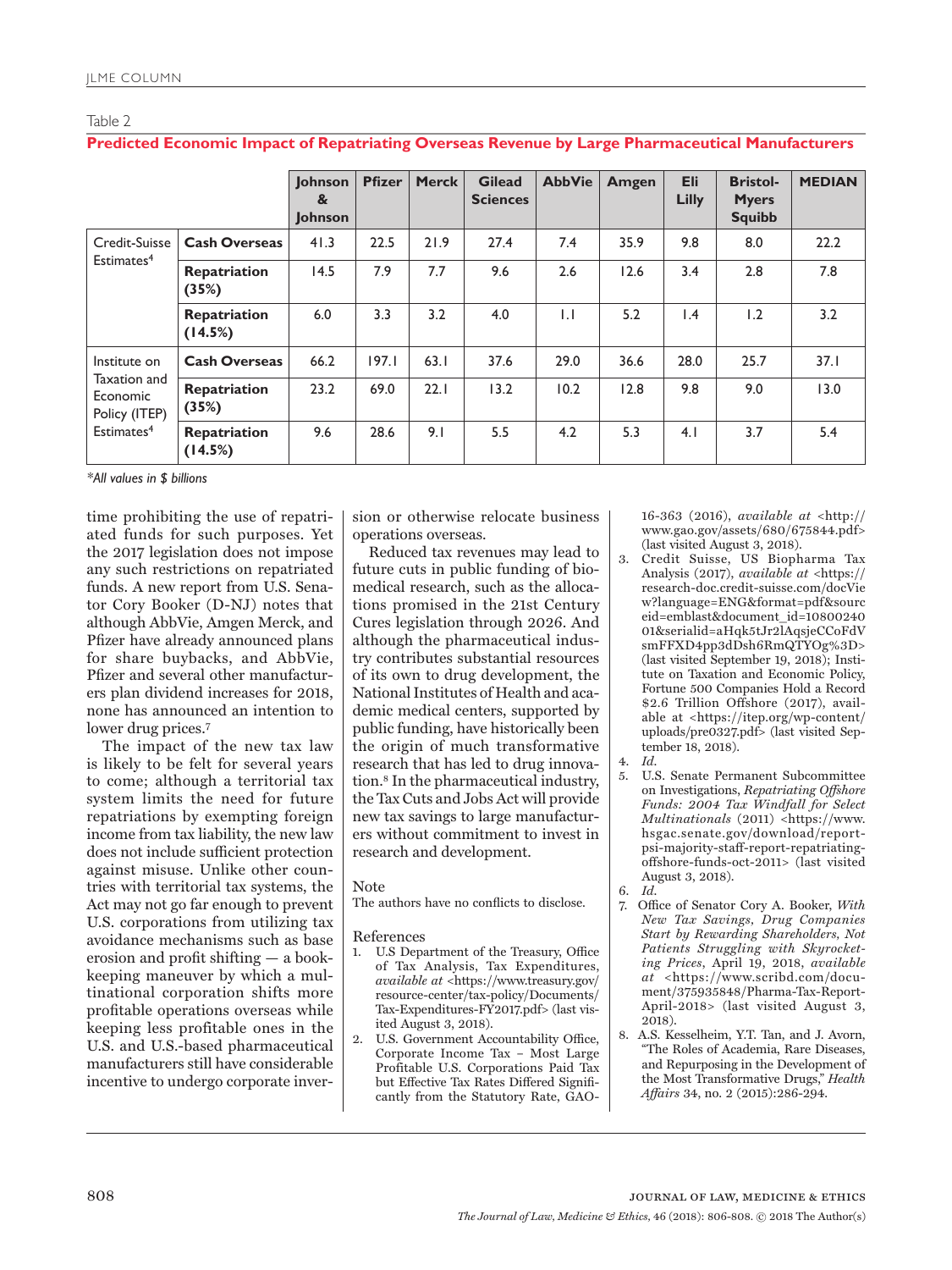Table 2

**Predicted Economic Impact of Repatriating Overseas Revenue by Large Pharmaceutical Manufacturers**

| | | Johnson & Johnson | Pfizer | Merck | Gilead Sciences | AbbVie | Amgen | Eli Lilly | Bristol-Myers Squibb | MEDIAN |
|---|---|---|---|---|---|---|---|---|---|---|
| Credit-Suisse Estimates[4] | **Cash Overseas** | 41.3 | 22.5 | 21.9 | 27.4 | 7.4 | 35.9 | 9.8 | 8.0 | 22.2 |
| | **Repatriation (35%)** | 14.5 | 7.9 | 7.7 | 9.6 | 2.6 | 12.6 | 3.4 | 2.8 | 7.8 |
| | **Repatriation (14.5%)** | 6.0 | 3.3 | 3.2 | 4.0 | 1.1 | 5.2 | 1.4 | 1.2 | 3.2 |
| Institute on Taxation and Economic Policy (ITEP) Estimates[4] | **Cash Overseas** | 66.2 | 197.1 | 63.1 | 37.6 | 29.0 | 36.6 | 28.0 | 25.7 | 37.1 |
| | **Repatriation (35%)** | 23.2 | 69.0 | 22.1 | 13.2 | 10.2 | 12.8 | 9.8 | 9.0 | 13.0 |
| | **Repatriation (14.5%)** | 9.6 | 28.6 | 9.1 | 5.5 | 4.2 | 5.3 | 4.1 | 3.7 | 5.4 |

*\*All values in $ billions*

time prohibiting the use of repatriated funds for such purposes. Yet the 2017 legislation does not impose any such restrictions on repatriated funds. A new report from U.S. Senator Cory Booker (D-NJ) notes that although AbbVie, Amgen Merck, and Pfizer have already announced plans for share buybacks, and AbbVie, Pfizer and several other manufacturers plan dividend increases for 2018, none has announced an intention to lower drug prices.[7]

The impact of the new tax law is likely to be felt for several years to come; although a territorial tax system limits the need for future repatriations by exempting foreign income from tax liability, the new law does not include sufficient protection against misuse. Unlike other countries with territorial tax systems, the Act may not go far enough to prevent U.S. corporations from utilizing tax avoidance mechanisms such as base erosion and profit shifting — a bookkeeping maneuver by which a multinational corporation shifts more profitable operations overseas while keeping less profitable ones in the U.S. and U.S.-based pharmaceutical manufacturers still have considerable incentive to undergo corporate inversion or otherwise relocate business operations overseas.

Reduced tax revenues may lead to future cuts in public funding of biomedical research, such as the allocations promised in the 21st Century Cures legislation through 2026. And although the pharmaceutical industry contributes substantial resources of its own to drug development, the National Institutes of Health and academic medical centers, supported by public funding, have historically been the origin of much transformative research that has led to drug innovation.[8] In the pharmaceutical industry, the Tax Cuts and Jobs Act will provide new tax savings to large manufacturers without commitment to invest in research and development.

Note

The authors have no conflicts to disclose.

References

1. U.S Department of the Treasury, Office of Tax Analysis, Tax Expenditures, *available at* <https://www.treasury.gov/resource-center/tax-policy/Documents/Tax-Expenditures-FY2017.pdf> (last visited August 3, 2018).
2. U.S. Government Accountability Office, Corporate Income Tax – Most Large Profitable U.S. Corporations Paid Tax but Effective Tax Rates Differed Significantly from the Statutory Rate, GAO-16-363 (2016), *available at* <http://www.gao.gov/assets/680/675844.pdf> (last visited August 3, 2018).
3. Credit Suisse, US Biopharma Tax Analysis (2017), *available at* <https://research-doc.credit-suisse.com/docView?language=ENG&format=pdf&sourceid=emblast&document_id=1080024001&serialid=aHqk5tJr2lAqsjeCCoFdVsmFFXD4pp3dDsh6RmQTYOg%3D> (last visited September 19, 2018); Institute on Taxation and Economic Policy, Fortune 500 Companies Hold a Record $2.6 Trillion Offshore (2017), available at <https://itep.org/wp-content/uploads/pre0327.pdf> (last visited September 18, 2018).
4. *Id.*
5. U.S. Senate Permanent Subcommittee on Investigations, *Repatriating Offshore Funds: 2004 Tax Windfall for Select Multinationals* (2011) <https://www.hsgac.senate.gov/download/report-psi-majority-staff-report-repatriating-offshore-funds-oct-2011> (last visited August 3, 2018).
6. *Id.*
7. Office of Senator Cory A. Booker, *With New Tax Savings, Drug Companies Start by Rewarding Shareholders, Not Patients Struggling with Skyrocketing Prices*, April 19, 2018, *available at* <https://www.scribd.com/document/375935848/Pharma-Tax-Report-April-2018> (last visited August 3, 2018).
8. A.S. Kesselheim, Y.T. Tan, and J. Avorn, "The Roles of Academia, Rare Diseases, and Repurposing in the Development of the Most Transformative Drugs," *Health Affairs* 34, no. 2 (2015):286-294.